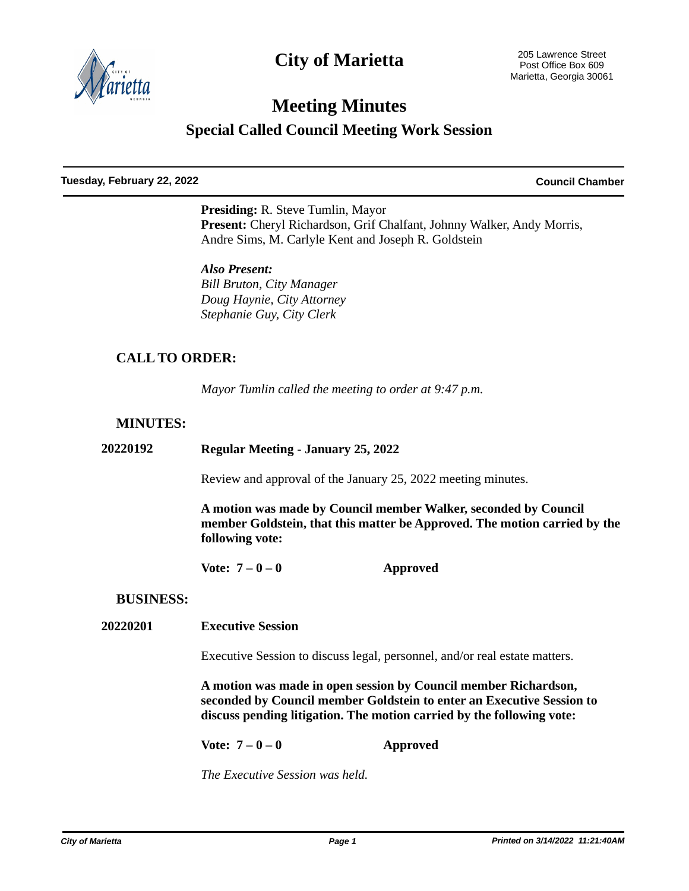# City of Marietta

205 Lawrence Street
Post Office Box 609
Marietta, Georgia 30061

## Meeting Minutes

### Special Called Council Meeting Work Session

**Tuesday, February 22, 2022** — **Council Chamber**

---

**Presiding:** R. Steve Tumlin, Mayor
**Present:** Cheryl Richardson, Grif Chalfant, Johnny Walker, Andy Morris, Andre Sims, M. Carlyle Kent and Joseph R. Goldstein

***Also Present:***
*Bill Bruton, City Manager*
*Doug Haynie, City Attorney*
*Stephanie Guy, City Clerk*

## CALL TO ORDER:

*Mayor Tumlin called the meeting to order at 9:47 p.m.*

## MINUTES:

**20220192** **Regular Meeting - January 25, 2022**

Review and approval of the January 25, 2022 meeting minutes.

**A motion was made by Council member Walker, seconded by Council member Goldstein, that this matter be Approved. The motion carried by the following vote:**

**Vote: 7 – 0 – 0** **Approved**

## BUSINESS:

**20220201** **Executive Session**

Executive Session to discuss legal, personnel, and/or real estate matters.

**A motion was made in open session by Council member Richardson, seconded by Council member Goldstein to enter an Executive Session to discuss pending litigation. The motion carried by the following vote:**

**Vote: 7 – 0 – 0** **Approved**

*The Executive Session was held.*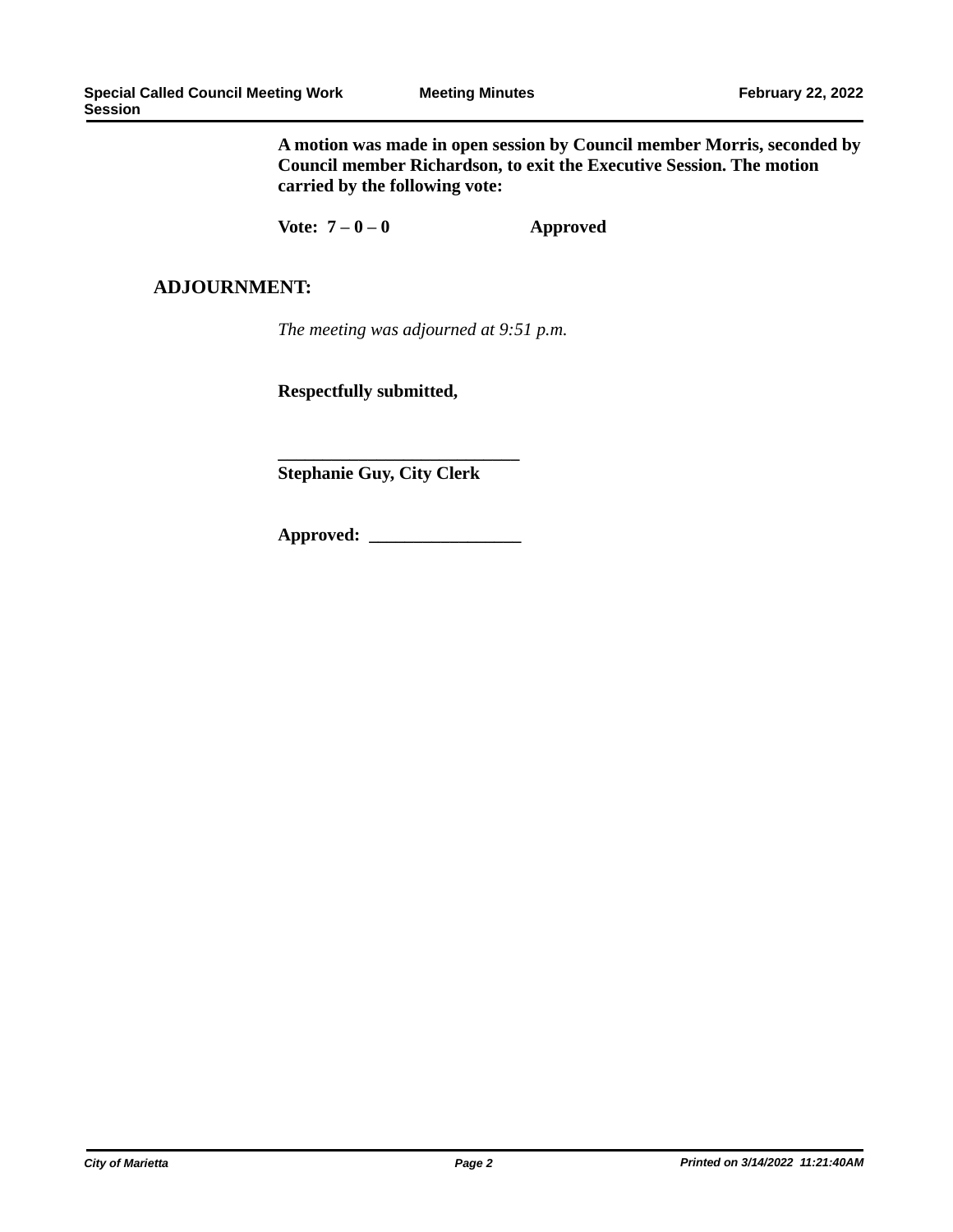**A motion was made in open session by Council member Morris, seconded by Council member Richardson, to exit the Executive Session. The motion carried by the following vote:**

**Vote: 7 – 0 – 0** **Approved**

## ADJOURNMENT:

*The meeting was adjourned at 9:51 p.m.*

**Respectfully submitted,**

**___________________________**
**Stephanie Guy, City Clerk**

**Approved: _________________**